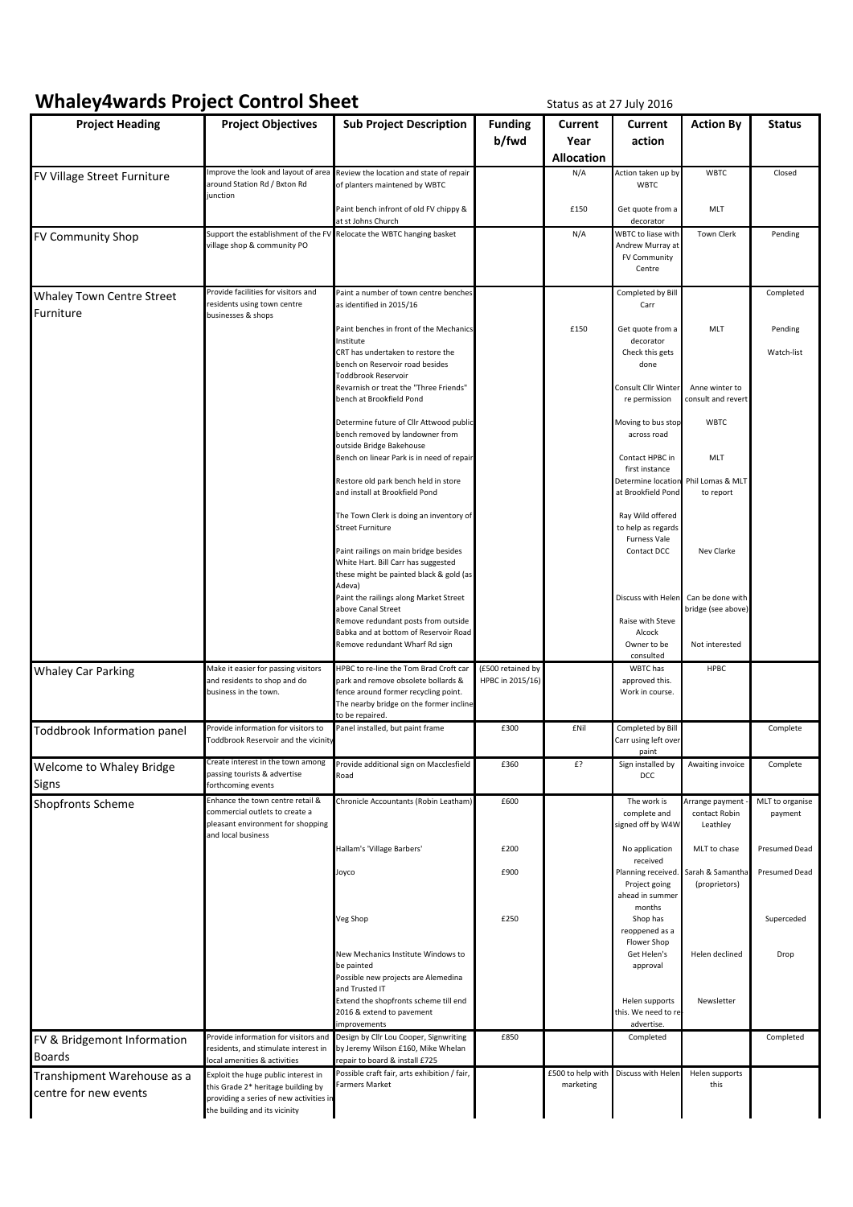# Whaley4wards Project Control Sheet

Status as at 27 July 2016

| Project Heading | Project Objectives | Sub Project Description | Funding b/fwd | Current Year Allocation | Current action | Action By | Status |
|---|---|---|---|---|---|---|---|
| FV Village Street Furniture | Improve the look and layout of area around Station Rd / Bxton Rd junction | Review the location and state of repair of planters maintened by WBTC | | N/A | Action taken up by WBTC | WBTC | Closed |
| | | Paint bench infront of old FV chippy & at st Johns Church | | £150 | Get quote from a decorator | MLT | |
| FV Community Shop | Support the establishment of the FV village shop & community PO | Relocate the WBTC hanging basket | | N/A | WBTC to liase with Andrew Murray at FV Community Centre | Town Clerk | Pending |
| Whaley Town Centre Street Furniture | Provide facilities for visitors and residents using town centre businesses & shops | Paint a number of town centre benches as identified in 2015/16 | | | Completed by Bill Carr | | Completed |
| | | Paint benches in front of the Mechanics Institute | | £150 | Get quote from a decorator | MLT | Pending |
| | | CRT has undertaken to restore the bench on Reservoir road besides Toddbrook Reservoir | | | Check this gets done | | Watch-list |
| | | Revarnish or treat the "Three Friends" bench at Brookfield Pond | | | Consult Cllr Winter re permission | Anne winter to consult and revert | |
| | | Determine future of Cllr Attwood public bench removed by landowner from outside Bridge Bakehouse | | | Moving to bus stop across road | WBTC | |
| | | Bench on linear Park is in need of repair | | | Contact HPBC in first instance | MLT | |
| | | Restore old park bench held in store and install at Brookfield Pond | | | Determine location at Brookfield Pond | Phil Lomas & MLT to report | |
| | | The Town Clerk is doing an inventory of Street Furniture | | | Ray Wild offered to help as regards Furness Vale | | |
| | | Paint railings on main bridge besides White Hart. Bill Carr has suggested these might be painted black & gold (as Adeva) | | | Contact DCC | Nev Clarke | |
| | | Paint the railings along Market Street above Canal Street | | | Discuss with Helen | Can be done with bridge (see above) | |
| | | Remove redundant posts from outside Babka and at bottom of Reservoir Road | | | Raise with Steve Alcock | | |
| | | Remove redundant Wharf Rd sign | | | Owner to be consulted | Not interested | |
| Whaley Car Parking | Make it easier for passing visitors and residents to shop and do business in the town. | HPBC to re-line the Tom Brad Croft car park and remove obsolete bollards & fence around former recycling point. The nearby bridge on the former incline to be repaired. | (£500 retained by HPBC in 2015/16) | | WBTC has approved this. Work in course. | HPBC | |
| Toddbrook Information panel | Provide information for visitors to Toddbrook Reservoir and the vicinity | Panel installed, but paint frame | £300 | £Nil | Completed by Bill Carr using left over paint | | Complete |
| Welcome to Whaley Bridge Signs | Create interest in the town among passing tourists & advertise forthcoming events | Provide additional sign on Macclesfield Road | £360 | £? | Sign installed by DCC | Awaiting invoice | Complete |
| Shopfronts Scheme | Enhance the town centre retail & commercial outlets to create a pleasant environment for shopping and local business | Chronicle Accountants (Robin Leatham) | £600 | | The work is complete and signed off by W4W | Arrange payment - contact Robin Leathley | MLT to organise payment |
| | | Hallam's 'Village Barbers' | £200 | | No application received | MLT to chase | Presumed Dead |
| | | Joyco | £900 | | Planning received. Project going ahead in summer months | Sarah & Samantha (proprietors) | Presumed Dead |
| | | Veg Shop | £250 | | Shop has reoppened as a Flower Shop | | Superceded |
| | | New Mechanics Institute Windows to be painted | | | Get Helen's approval | Helen declined | Drop |
| | | Possible new projects are Alemedina and Trusted IT | | | | | |
| | | Extend the shopfronts scheme till end 2016 & extend to pavement improvements | | | Helen supports this. We need to re advertise. | Newsletter | |
| FV & Bridgemont Information Boards | Provide information for visitors and residents, and stimulate interest in local amenities & activities | Design by Cllr Lou Cooper, Signwriting by Jeremy Wilson £160, Mike Whelan repair to board & install £725 | £850 | | Completed | | Completed |
| Transhipment Warehouse as a centre for new events | Exploit the huge public interest in this Grade 2* heritage building by providing a series of new activities in the building and its vicinity | Possible craft fair, arts exhibition / fair, Farmers Market | | £500 to help with marketing | Discuss with Helen | Helen supports this | |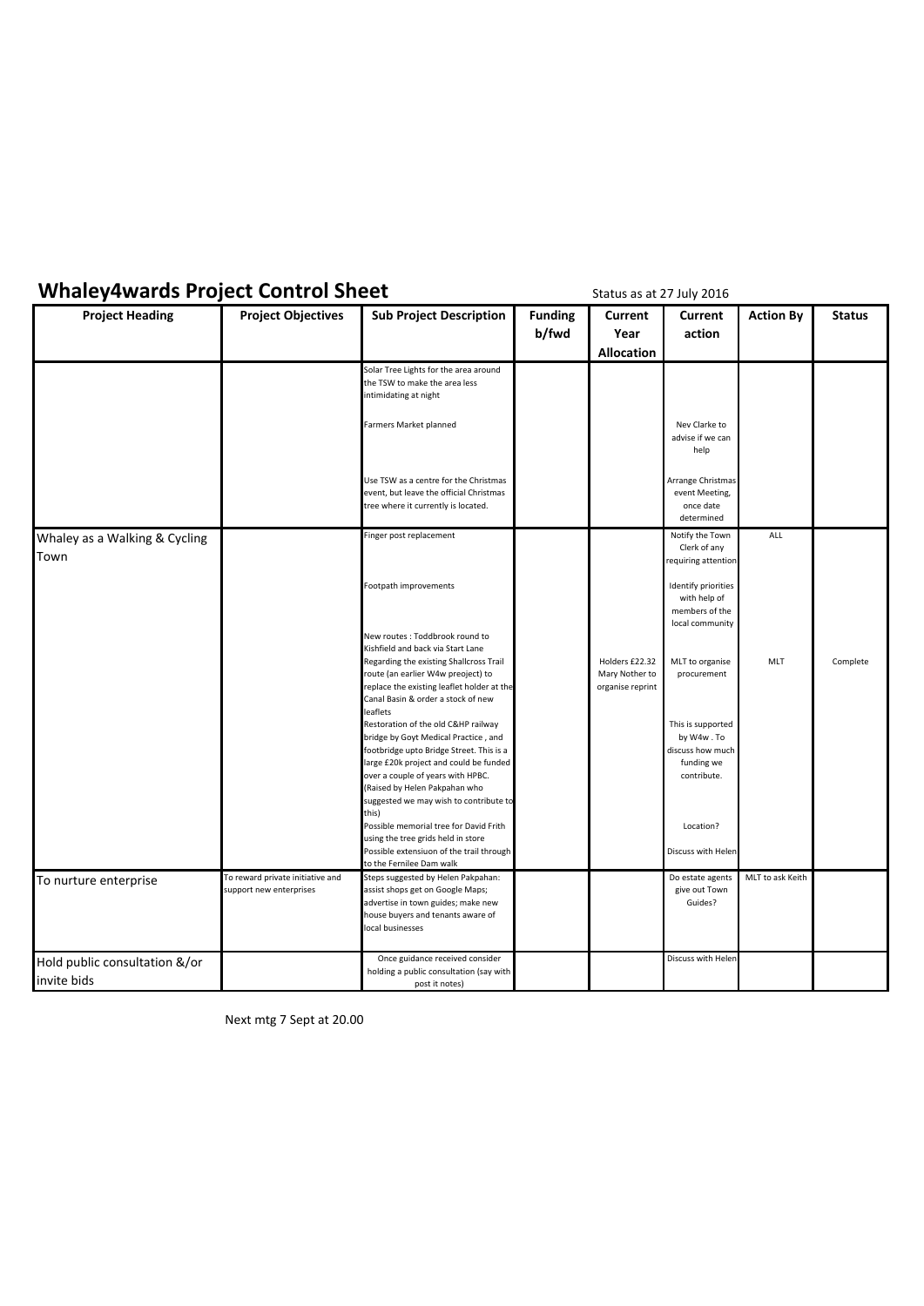# Whaley4wards Project Control Sheet

Status as at 27 July 2016

| Project Heading | Project Objectives | Sub Project Description | Funding b/fwd | Current Year Allocation | Current action | Action By | Status |
|---|---|---|---|---|---|---|---|
| | | Solar Tree Lights for the area around the TSW to make the area less intimidating at night | | | | | |
| | | Farmers Market planned | | | Nev Clarke to advise if we can help | | |
| | | Use TSW as a centre for the Christmas event, but leave the official Christmas tree where it currently is located. | | | Arrange Christmas event Meeting, once date determined | | |
| Whaley as a Walking & Cycling Town | | Finger post replacement | | | Notify the Town Clerk of any requiring attention | ALL | |
| | | Footpath improvements | | | Identify priorities with help of members of the local community | | |
| | | New routes : Toddbrook round to Kishfield and back via Start Lane | | | | | |
| | | Regarding the existing Shallcross Trail route (an earlier W4w preoject) to replace the existing leaflet holder at the Canal Basin & order a stock of new leaflets | | Holders £22.32 Mary Nother to organise reprint | MLT to organise procurement | MLT | Complete |
| | | Restoration of the old C&HP railway bridge by Goyt Medical Practice , and footbridge upto Bridge Street. This is a large £20k project and could be funded over a couple of years with HPBC. (Raised by Helen Pakpahan who suggested we may wish to contribute to this) | | | This is supported by W4w . To discuss how much funding we contribute. | | |
| | | Possible memorial tree for David Frith using the tree grids held in store | | | Location? | | |
| | | Possible extensiuon of the trail through to the Fernilee Dam walk | | | Discuss with Helen | | |
| To nurture enterprise | To reward private initiative and support new enterprises | Steps suggested by Helen Pakpahan: assist shops get on Google Maps; advertise in town guides; make new house buyers and tenants aware of local businesses | | | Do estate agents give out Town Guides? | MLT to ask Keith | |
| Hold public consultation &/or invite bids | | Once guidance received consider holding a public consultation (say with post it notes) | | | Discuss with Helen | | |

Next mtg 7 Sept at 20.00